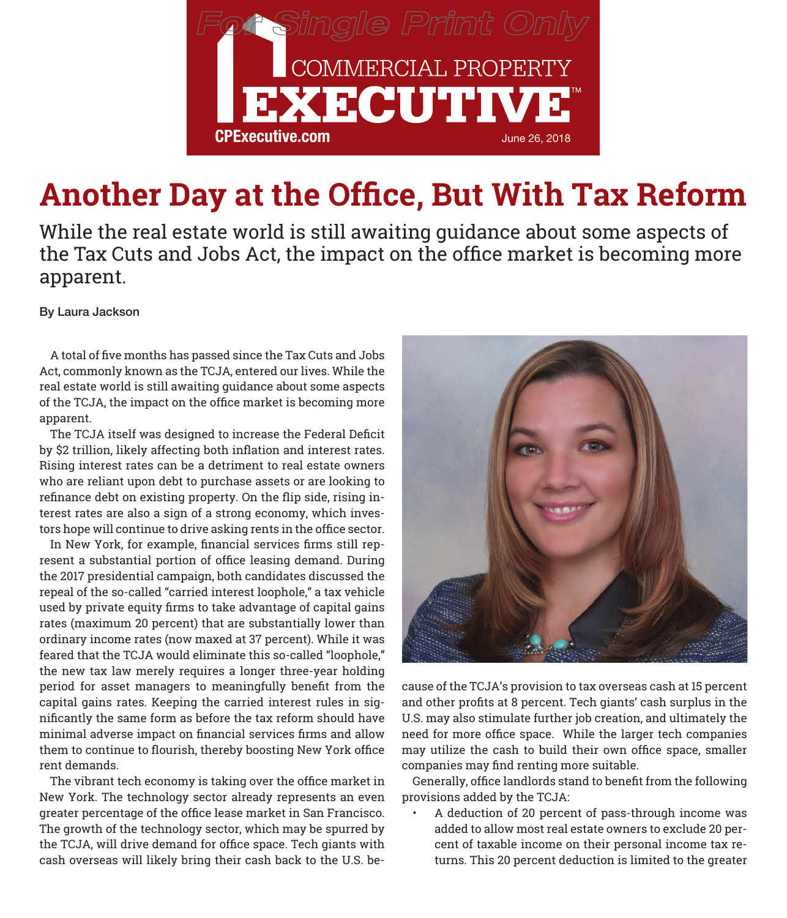# Another Day at the Office, But With Tax Reform

## While the real estate world is still awaiting guidance about some aspects of the Tax Cuts and Jobs Act, the impact on the office market is becoming more apparent.

By Laura Jackson

A total of five months has passed since the Tax Cuts and Jobs Act, commonly known as the TCJA, entered our lives. While the real estate world is still awaiting guidance about some aspects of the TCJA, the impact on the office market is becoming more apparent.

The TCJA itself was designed to increase the Federal Deficit by $2 trillion, likely affecting both inflation and interest rates. Rising interest rates can be a detriment to real estate owners who are reliant upon debt to purchase assets or are looking to refinance debt on existing property. On the flip side, rising interest rates are also a sign of a strong economy, which investors hope will continue to drive asking rents in the office sector.

In New York, for example, financial services firms still represent a substantial portion of office leasing demand. During the 2017 presidential campaign, both candidates discussed the repeal of the so-called "carried interest loophole," a tax vehicle used by private equity firms to take advantage of capital gains rates (maximum 20 percent) that are substantially lower than ordinary income rates (now maxed at 37 percent). While it was feared that the TCJA would eliminate this so-called "loophole," the new tax law merely requires a longer three-year holding period for asset managers to meaningfully benefit from the capital gains rates. Keeping the carried interest rules in significantly the same form as before the tax reform should have minimal adverse impact on financial services firms and allow them to continue to flourish, thereby boosting New York office rent demands.

The vibrant tech economy is taking over the office market in New York. The technology sector already represents an even greater percentage of the office lease market in San Francisco. The growth of the technology sector, which may be spurred by the TCJA, will drive demand for office space. Tech giants with cash overseas will likely bring their cash back to the U.S. because of the TCJA's provision to tax overseas cash at 15 percent and other profits at 8 percent. Tech giants' cash surplus in the U.S. may also stimulate further job creation, and ultimately the need for more office space. While the larger tech companies may utilize the cash to build their own office space, smaller companies may find renting more suitable.

Generally, office landlords stand to benefit from the following provisions added by the TCJA:

- A deduction of 20 percent of pass-through income was added to allow most real estate owners to exclude 20 percent of taxable income on their personal income tax returns. This 20 percent deduction is limited to the greater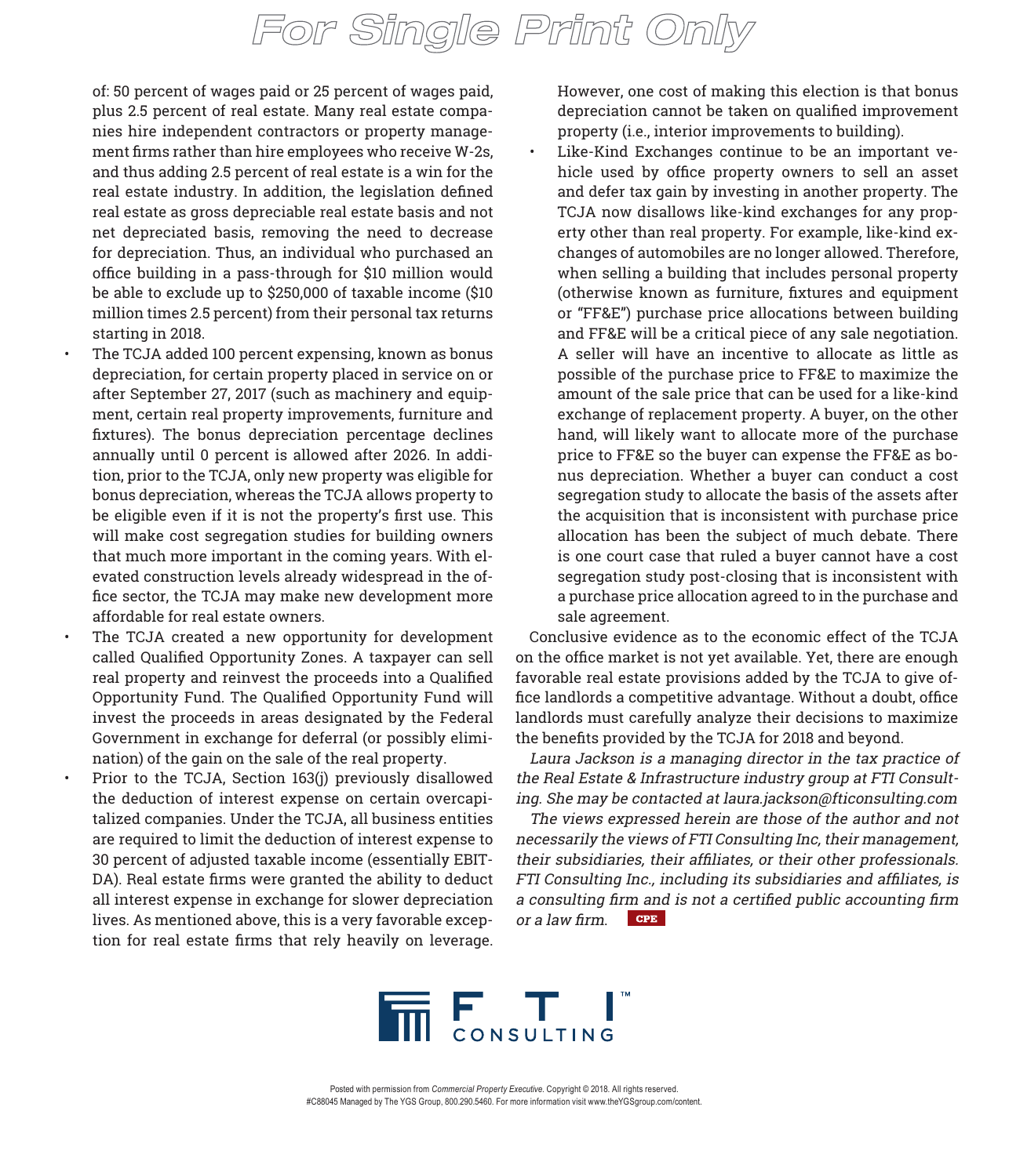of: 50 percent of wages paid or 25 percent of wages paid, plus 2.5 percent of real estate. Many real estate companies hire independent contractors or property management firms rather than hire employees who receive W-2s, and thus adding 2.5 percent of real estate is a win for the real estate industry. In addition, the legislation defined real estate as gross depreciable real estate basis and not net depreciated basis, removing the need to decrease for depreciation. Thus, an individual who purchased an office building in a pass-through for $10 million would be able to exclude up to $250,000 of taxable income ($10 million times 2.5 percent) from their personal tax returns starting in 2018.

- The TCJA added 100 percent expensing, known as bonus depreciation, for certain property placed in service on or after September 27, 2017 (such as machinery and equipment, certain real property improvements, furniture and fixtures). The bonus depreciation percentage declines annually until 0 percent is allowed after 2026. In addition, prior to the TCJA, only new property was eligible for bonus depreciation, whereas the TCJA allows property to be eligible even if it is not the property's first use. This will make cost segregation studies for building owners that much more important in the coming years. With elevated construction levels already widespread in the office sector, the TCJA may make new development more affordable for real estate owners.
- The TCJA created a new opportunity for development called Qualified Opportunity Zones. A taxpayer can sell real property and reinvest the proceeds into a Qualified Opportunity Fund. The Qualified Opportunity Fund will invest the proceeds in areas designated by the Federal Government in exchange for deferral (or possibly elimination) of the gain on the sale of the real property.
- Prior to the TCJA, Section 163(j) previously disallowed the deduction of interest expense on certain overcapitalized companies. Under the TCJA, all business entities are required to limit the deduction of interest expense to 30 percent of adjusted taxable income (essentially EBITDA). Real estate firms were granted the ability to deduct all interest expense in exchange for slower depreciation lives. As mentioned above, this is a very favorable exception for real estate firms that rely heavily on leverage. However, one cost of making this election is that bonus depreciation cannot be taken on qualified improvement property (i.e., interior improvements to building).
- Like-Kind Exchanges continue to be an important vehicle used by office property owners to sell an asset and defer tax gain by investing in another property. The TCJA now disallows like-kind exchanges for any property other than real property. For example, like-kind exchanges of automobiles are no longer allowed. Therefore, when selling a building that includes personal property (otherwise known as furniture, fixtures and equipment or "FF&E") purchase price allocations between building and FF&E will be a critical piece of any sale negotiation. A seller will have an incentive to allocate as little as possible of the purchase price to FF&E to maximize the amount of the sale price that can be used for a like-kind exchange of replacement property. A buyer, on the other hand, will likely want to allocate more of the purchase price to FF&E so the buyer can expense the FF&E as bonus depreciation. Whether a buyer can conduct a cost segregation study to allocate the basis of the assets after the acquisition that is inconsistent with purchase price allocation has been the subject of much debate. There is one court case that ruled a buyer cannot have a cost segregation study post-closing that is inconsistent with a purchase price allocation agreed to in the purchase and sale agreement.

Conclusive evidence as to the economic effect of the TCJA on the office market is not yet available. Yet, there are enough favorable real estate provisions added by the TCJA to give office landlords a competitive advantage. Without a doubt, office landlords must carefully analyze their decisions to maximize the benefits provided by the TCJA for 2018 and beyond.

*Laura Jackson is a managing director in the tax practice of the Real Estate & Infrastructure industry group at FTI Consulting. She may be contacted at laura.jackson@fticonsulting.com*

*The views expressed herein are those of the author and not necessarily the views of FTI Consulting Inc, their management, their subsidiaries, their affiliates, or their other professionals. FTI Consulting Inc., including its subsidiaries and affiliates, is a consulting firm and is not a certified public accounting firm or a law firm.* CPE

FTI CONSULTING

Posted with permission from *Commercial Property Executive*. Copyright © 2018. All rights reserved.
#C88045 Managed by The YGS Group, 800.290.5460. For more information visit www.theYGSgroup.com/content.